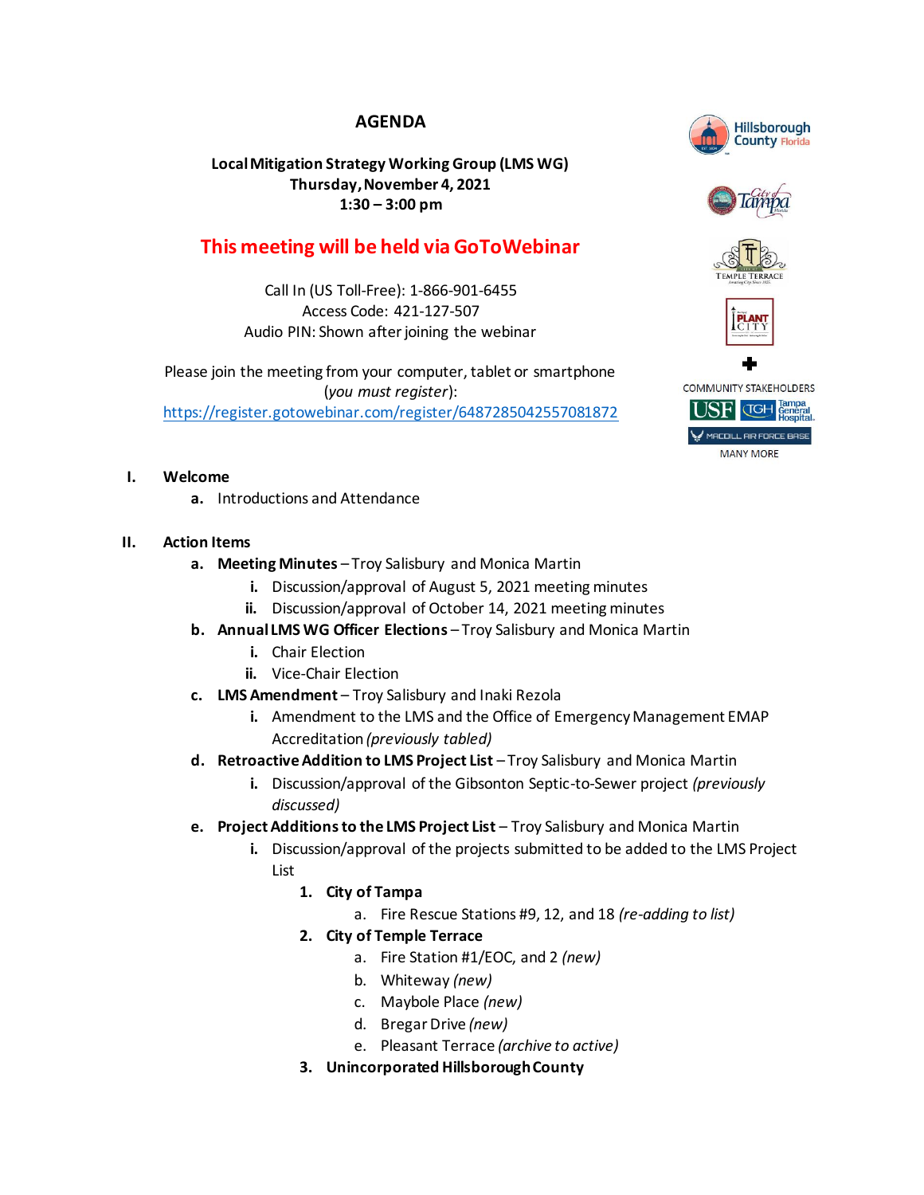# AGENDA

**Local Mitigation Strategy Working Group (LMS WG)**
**Thursday, November 4, 2021**
**1:30 – 3:00 pm**

## This meeting will be held via GoToWebinar

Call In (US Toll-Free): 1-866-901-6455
Access Code: 421-127-507
Audio PIN: Shown after joining the webinar

Please join the meeting from your computer, tablet or smartphone (*you must register*):
https://register.gotowebinar.com/register/6487285042557081872

Hillsborough County Florida
City of Tampa
Temple Terrace
Plant City
COMMUNITY STAKEHOLDERS
USF
TGH Tampa General Hospital
MacDill Air Force Base
MANY MORE

**I. Welcome**

- a. Introductions and Attendance

**II. Action Items**

- a. **Meeting Minutes** – Troy Salisbury and Monica Martin
  - i. Discussion/approval of August 5, 2021 meeting minutes
  - ii. Discussion/approval of October 14, 2021 meeting minutes
- b. **Annual LMS WG Officer Elections** – Troy Salisbury and Monica Martin
  - i. Chair Election
  - ii. Vice-Chair Election
- c. **LMS Amendment** – Troy Salisbury and Inaki Rezola
  - i. Amendment to the LMS and the Office of Emergency Management EMAP Accreditation *(previously tabled)*
- d. **Retroactive Addition to LMS Project List** – Troy Salisbury and Monica Martin
  - i. Discussion/approval of the Gibsonton Septic-to-Sewer project *(previously discussed)*
- e. **Project Additions to the LMS Project List** – Troy Salisbury and Monica Martin
  - i. Discussion/approval of the projects submitted to be added to the LMS Project List
    1. **City of Tampa**
       - a. Fire Rescue Stations #9, 12, and 18 *(re-adding to list)*
    2. **City of Temple Terrace**
       - a. Fire Station #1/EOC, and 2 *(new)*
       - b. Whiteway *(new)*
       - c. Maybole Place *(new)*
       - d. Bregar Drive *(new)*
       - e. Pleasant Terrace *(archive to active)*
    3. **Unincorporated Hillsborough County**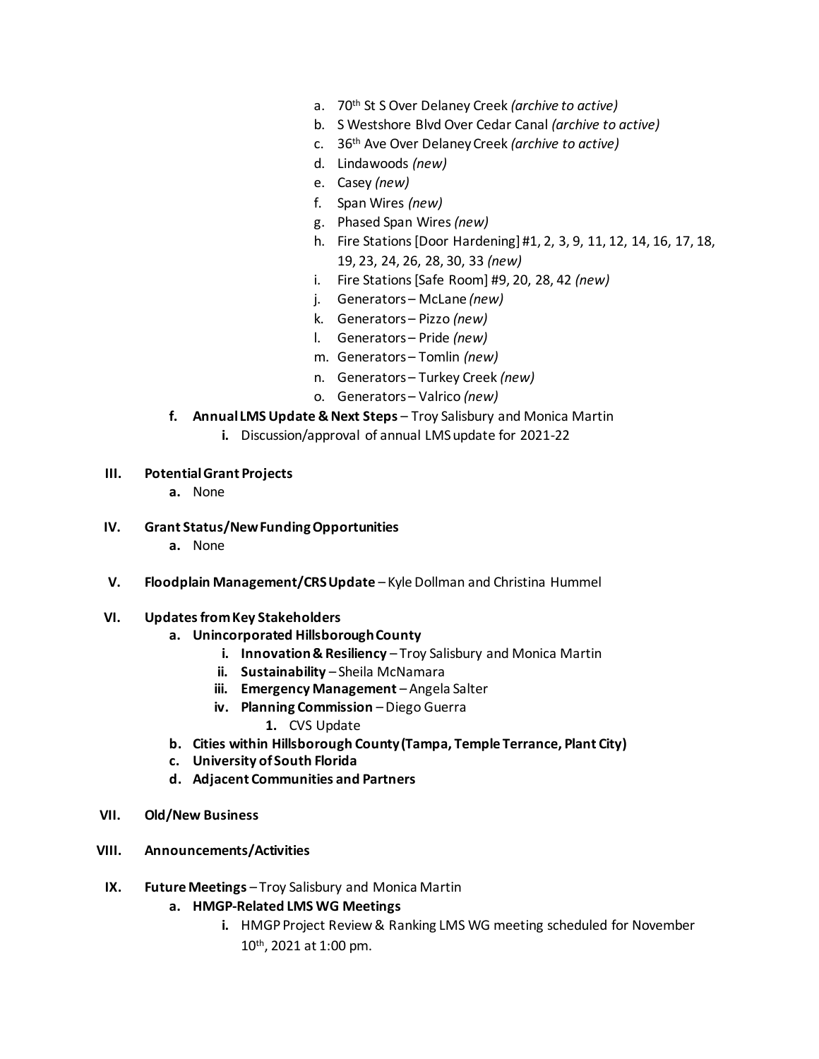a. 70th St S Over Delaney Creek *(archive to active)*
b. S Westshore Blvd Over Cedar Canal *(archive to active)*
c. 36th Ave Over Delaney Creek *(archive to active)*
d. Lindawoods *(new)*
e. Casey *(new)*
f. Span Wires *(new)*
g. Phased Span Wires *(new)*
h. Fire Stations [Door Hardening] #1, 2, 3, 9, 11, 12, 14, 16, 17, 18, 19, 23, 24, 26, 28, 30, 33 *(new)*
i. Fire Stations [Safe Room] #9, 20, 28, 42 *(new)*
j. Generators – McLane *(new)*
k. Generators – Pizzo *(new)*
l. Generators – Pride *(new)*
m. Generators – Tomlin *(new)*
n. Generators – Turkey Creek *(new)*
o. Generators – Valrico *(new)*

**f. Annual LMS Update & Next Steps** – Troy Salisbury and Monica Martin

- **i.** Discussion/approval of annual LMS update for 2021-22

**III. Potential Grant Projects**

- **a.** None

**IV. Grant Status/New Funding Opportunities**

- **a.** None

**V. Floodplain Management/CRS Update** – Kyle Dollman and Christina Hummel

**VI. Updates from Key Stakeholders**

- **a. Unincorporated Hillsborough County**
  - **i. Innovation & Resiliency** – Troy Salisbury and Monica Martin
  - **ii. Sustainability** – Sheila McNamara
  - **iii. Emergency Management** – Angela Salter
  - **iv. Planning Commission** – Diego Guerra
    1. CVS Update
- **b. Cities within Hillsborough County (Tampa, Temple Terrance, Plant City)**
- **c. University of South Florida**
- **d. Adjacent Communities and Partners**

**VII. Old/New Business**

**VIII. Announcements/Activities**

**IX. Future Meetings** – Troy Salisbury and Monica Martin

- **a. HMGP-Related LMS WG Meetings**
  - **i.** HMGP Project Review & Ranking LMS WG meeting scheduled for November 10th, 2021 at 1:00 pm.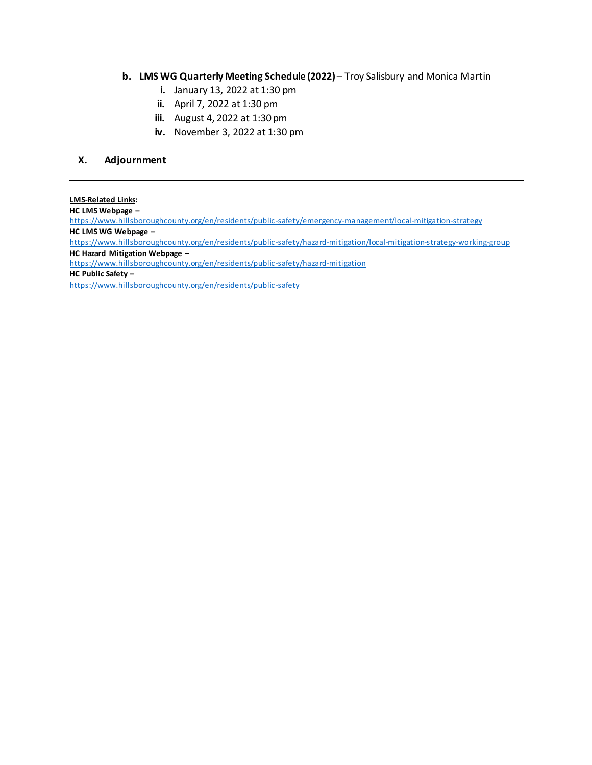**b. LMS WG Quarterly Meeting Schedule (2022)** – Troy Salisbury and Monica Martin

   **i.** January 13, 2022 at 1:30 pm
   **ii.** April 7, 2022 at 1:30 pm
   **iii.** August 4, 2022 at 1:30 pm
   **iv.** November 3, 2022 at 1:30 pm

**X. Adjournment**

---

**LMS-Related Links:**
**HC LMS Webpage –**
https://www.hillsboroughcounty.org/en/residents/public-safety/emergency-management/local-mitigation-strategy
**HC LMS WG Webpage –**
https://www.hillsboroughcounty.org/en/residents/public-safety/hazard-mitigation/local-mitigation-strategy-working-group
**HC Hazard Mitigation Webpage –**
https://www.hillsboroughcounty.org/en/residents/public-safety/hazard-mitigation
**HC Public Safety –**
https://www.hillsboroughcounty.org/en/residents/public-safety